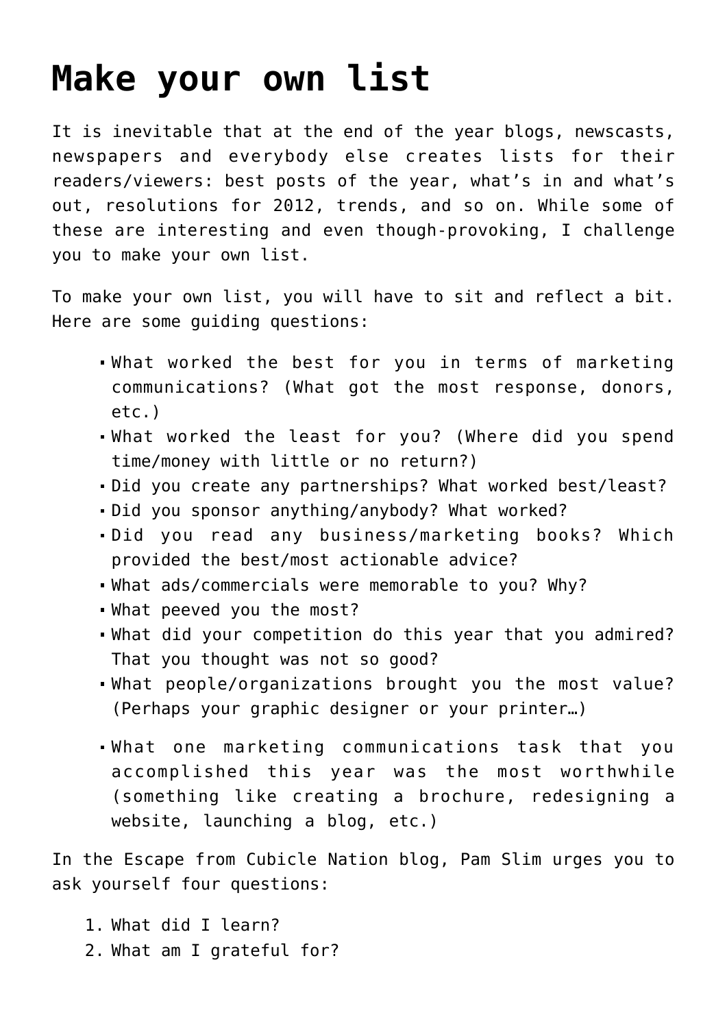# Make your own list

It is inevitable that at the end of the year blogs, newscasts, newspapers and everybody else creates lists for their readers/viewers: best posts of the year, what's in and what's out, resolutions for 2012, trends, and so on. While some of these are interesting and even though-provoking, I challenge you to make your own list.

To make your own list, you will have to sit and reflect a bit. Here are some guiding questions:

- What worked the best for you in terms of marketing communications? (What got the most response, donors, etc.)
- What worked the least for you? (Where did you spend time/money with little or no return?)
- Did you create any partnerships? What worked best/least?
- Did you sponsor anything/anybody? What worked?
- Did you read any business/marketing books? Which provided the best/most actionable advice?
- What ads/commercials were memorable to you? Why?
- What peeved you the most?
- What did your competition do this year that you admired? That you thought was not so good?
- What people/organizations brought you the most value? (Perhaps your graphic designer or your printer…)
- What one marketing communications task that you accomplished this year was the most worthwhile (something like creating a brochure, redesigning a website, launching a blog, etc.)

In the Escape from Cubicle Nation blog, Pam Slim urges you to ask yourself four questions:

1. What did I learn?
2. What am I grateful for?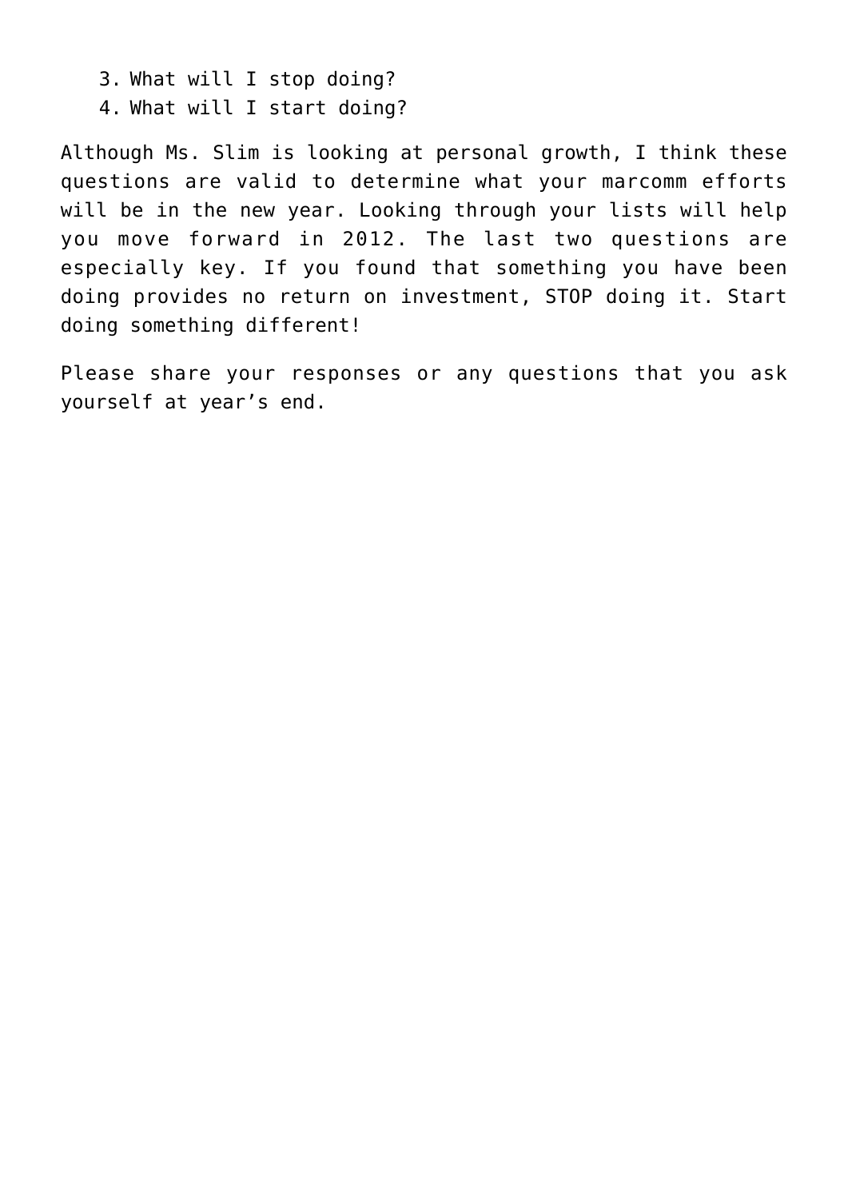3. What will I stop doing?
4. What will I start doing?

Although Ms. Slim is looking at personal growth, I think these questions are valid to determine what your marcomm efforts will be in the new year. Looking through your lists will help you move forward in 2012. The last two questions are especially key. If you found that something you have been doing provides no return on investment, STOP doing it. Start doing something different!

Please share your responses or any questions that you ask yourself at year's end.